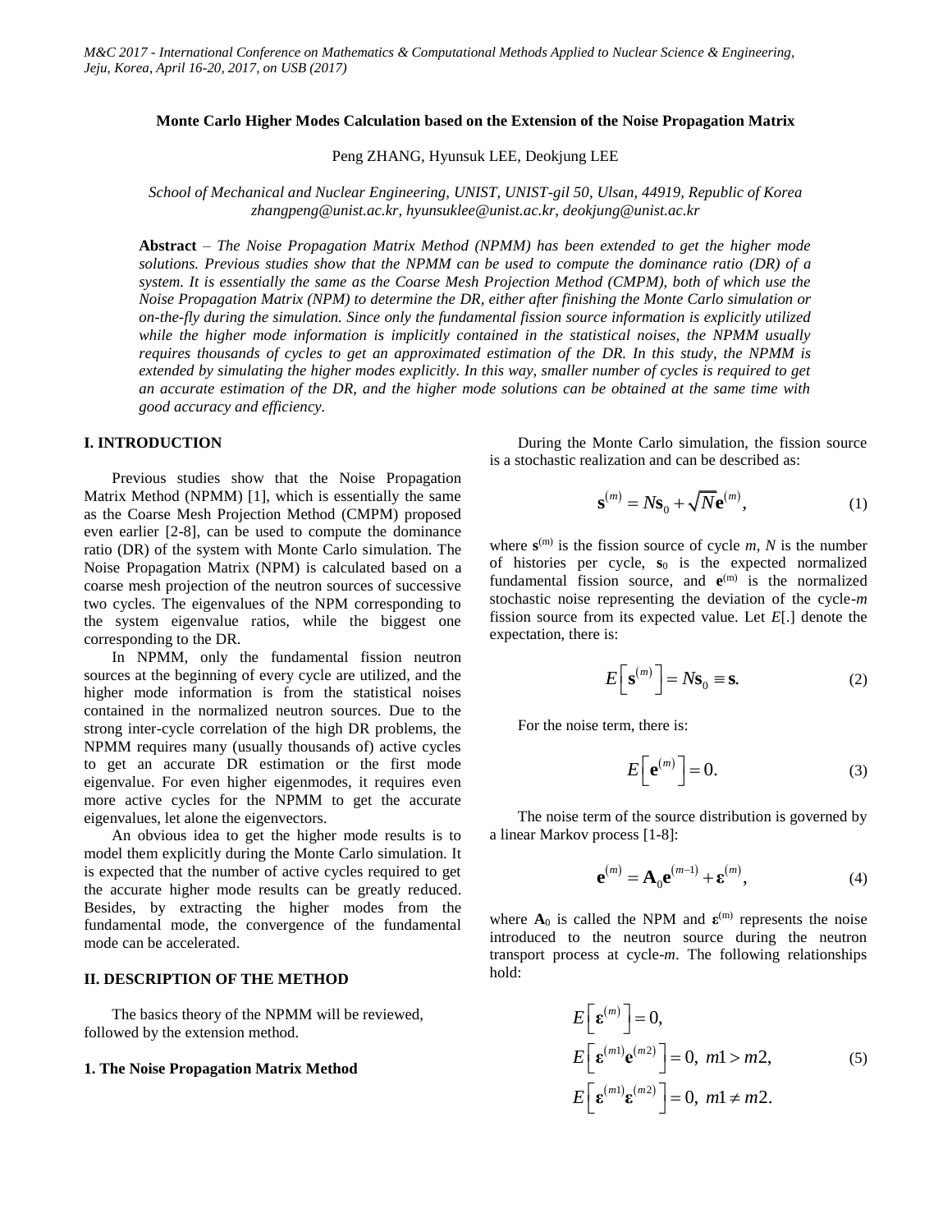# Monte Carlo Higher Modes Calculation based on the Extension of the Noise Propagation Matrix

Peng ZHANG, Hyunsuk LEE, Deokjung LEE

*School of Mechanical and Nuclear Engineering, UNIST, UNIST-gil 50, Ulsan, 44919, Republic of Korea*
*zhangpeng@unist.ac.kr, hyunsuklee@unist.ac.kr, deokjung@unist.ac.kr*

**Abstract** – *The Noise Propagation Matrix Method (NPMM) has been extended to get the higher mode solutions. Previous studies show that the NPMM can be used to compute the dominance ratio (DR) of a system. It is essentially the same as the Coarse Mesh Projection Method (CMPM), both of which use the Noise Propagation Matrix (NPM) to determine the DR, either after finishing the Monte Carlo simulation or on-the-fly during the simulation. Since only the fundamental fission source information is explicitly utilized while the higher mode information is implicitly contained in the statistical noises, the NPMM usually requires thousands of cycles to get an approximated estimation of the DR. In this study, the NPMM is extended by simulating the higher modes explicitly. In this way, smaller number of cycles is required to get an accurate estimation of the DR, and the higher mode solutions can be obtained at the same time with good accuracy and efficiency.*

## I. INTRODUCTION

Previous studies show that the Noise Propagation Matrix Method (NPMM) [1], which is essentially the same as the Coarse Mesh Projection Method (CMPM) proposed even earlier [2-8], can be used to compute the dominance ratio (DR) of the system with Monte Carlo simulation. The Noise Propagation Matrix (NPM) is calculated based on a coarse mesh projection of the neutron sources of successive two cycles. The eigenvalues of the NPM corresponding to the system eigenvalue ratios, while the biggest one corresponding to the DR.

In NPMM, only the fundamental fission neutron sources at the beginning of every cycle are utilized, and the higher mode information is from the statistical noises contained in the normalized neutron sources. Due to the strong inter-cycle correlation of the high DR problems, the NPMM requires many (usually thousands of) active cycles to get an accurate DR estimation or the first mode eigenvalue. For even higher eigenmodes, it requires even more active cycles for the NPMM to get the accurate eigenvalues, let alone the eigenvectors.

An obvious idea to get the higher mode results is to model them explicitly during the Monte Carlo simulation. It is expected that the number of active cycles required to get the accurate higher mode results can be greatly reduced. Besides, by extracting the higher modes from the fundamental mode, the convergence of the fundamental mode can be accelerated.

## II. DESCRIPTION OF THE METHOD

The basics theory of the NPMM will be reviewed, followed by the extension method.

### 1. The Noise Propagation Matrix Method

During the Monte Carlo simulation, the fission source is a stochastic realization and can be described as:

$$\mathbf{s}^{(m)} = N\mathbf{s}_0 + \sqrt{N}\mathbf{e}^{(m)}, \tag{1}$$

where $\mathbf{s}^{(m)}$ is the fission source of cycle $m$, $N$ is the number of histories per cycle, $\mathbf{s}_0$ is the expected normalized fundamental fission source, and $\mathbf{e}^{(m)}$ is the normalized stochastic noise representing the deviation of the cycle-$m$ fission source from its expected value. Let $E$[.] denote the expectation, there is:

$$E\left[\mathbf{s}^{(m)}\right] = N\mathbf{s}_0 \equiv \mathbf{s}. \tag{2}$$

For the noise term, there is:

$$E\left[\mathbf{e}^{(m)}\right] = 0. \tag{3}$$

The noise term of the source distribution is governed by a linear Markov process [1-8]:

$$\mathbf{e}^{(m)} = \mathbf{A}_0\mathbf{e}^{(m-1)} + \boldsymbol{\varepsilon}^{(m)}, \tag{4}$$

where $\mathbf{A}_0$ is called the NPM and $\boldsymbol{\varepsilon}^{(m)}$ represents the noise introduced to the neutron source during the neutron transport process at cycle-$m$. The following relationships hold:

$$\begin{aligned}
&E\left[\boldsymbol{\varepsilon}^{(m)}\right] = 0, \\
&E\left[\boldsymbol{\varepsilon}^{(m1)}\mathbf{e}^{(m2)}\right] = 0,\ m1 > m2, \\
&E\left[\boldsymbol{\varepsilon}^{(m1)}\boldsymbol{\varepsilon}^{(m2)}\right] = 0,\ m1 \neq m2.
\end{aligned} \tag{5}$$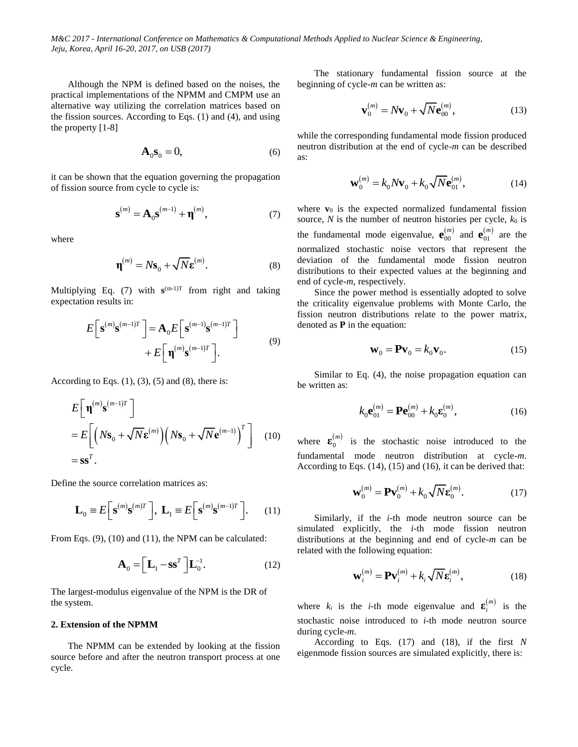Although the NPM is defined based on the noises, the practical implementations of the NPMM and CMPM use an alternative way utilizing the correlation matrices based on the fission sources. According to Eqs. (1) and (4), and using the property [1-8]

$$\mathbf{A}_0\mathbf{s}_0 = 0, \tag{6}$$

it can be shown that the equation governing the propagation of fission source from cycle to cycle is:

$$\mathbf{s}^{(m)} = \mathbf{A}_0\mathbf{s}^{(m-1)} + \boldsymbol{\eta}^{(m)}, \tag{7}$$

where

$$\boldsymbol{\eta}^{(m)} = N\mathbf{s}_0 + \sqrt{N}\boldsymbol{\varepsilon}^{(m)}. \tag{8}$$

Multiplying Eq. (7) with $\mathbf{s}^{(m-1)T}$ from right and taking expectation results in:

$$E\left[\mathbf{s}^{(m)}\mathbf{s}^{(m-1)T}\right] = \mathbf{A}_0 E\left[\mathbf{s}^{(m-1)}\mathbf{s}^{(m-1)T}\right] + E\left[\boldsymbol{\eta}^{(m)}\mathbf{s}^{(m-1)T}\right]. \tag{9}$$

According to Eqs. (1), (3), (5) and (8), there is:

$$\begin{aligned} &E\left[\boldsymbol{\eta}^{(m)}\mathbf{s}^{(m-1)T}\right] \\ &= E\left[\left(N\mathbf{s}_0 + \sqrt{N}\boldsymbol{\varepsilon}^{(m)}\right)\left(N\mathbf{s}_0 + \sqrt{N}\mathbf{e}^{(m-1)}\right)^T\right] \\ &= \mathbf{s}\mathbf{s}^T. \end{aligned} \tag{10}$$

Define the source correlation matrices as:

$$\mathbf{L}_0 \equiv E\left[\mathbf{s}^{(m)}\mathbf{s}^{(m)T}\right],\ \mathbf{L}_1 \equiv E\left[\mathbf{s}^{(m)}\mathbf{s}^{(m-1)T}\right]. \tag{11}$$

From Eqs. (9), (10) and (11), the NPM can be calculated:

$$\mathbf{A}_0 = \left[\mathbf{L}_1 - \mathbf{s}\mathbf{s}^T\right]\mathbf{L}_0^{-1}. \tag{12}$$

The largest-modulus eigenvalue of the NPM is the DR of the system.

### 2. Extension of the NPMM

The NPMM can be extended by looking at the fission source before and after the neutron transport process at one cycle.

The stationary fundamental fission source at the beginning of cycle-*m* can be written as:

$$\mathbf{v}_0^{(m)} = N\mathbf{v}_0 + \sqrt{N}\mathbf{e}_{00}^{(m)}, \tag{13}$$

while the corresponding fundamental mode fission produced neutron distribution at the end of cycle-*m* can be described as:

$$\mathbf{w}_0^{(m)} = k_0 N\mathbf{v}_0 + k_0\sqrt{N}\mathbf{e}_{01}^{(m)}, \tag{14}$$

where $\mathbf{v}_0$ is the expected normalized fundamental fission source, $N$ is the number of neutron histories per cycle, $k_0$ is the fundamental mode eigenvalue, $\mathbf{e}_{00}^{(m)}$ and $\mathbf{e}_{01}^{(m)}$ are the normalized stochastic noise vectors that represent the deviation of the fundamental mode fission neutron distributions to their expected values at the beginning and end of cycle-*m*, respectively.

Since the power method is essentially adopted to solve the criticality eigenvalue problems with Monte Carlo, the fission neutron distributions relate to the power matrix, denoted as $\mathbf{P}$ in the equation:

$$\mathbf{w}_0 = \mathbf{P}\mathbf{v}_0 = k_0\mathbf{v}_0. \tag{15}$$

Similar to Eq. (4), the noise propagation equation can be written as:

$$k_0\mathbf{e}_{01}^{(m)} = \mathbf{P}\mathbf{e}_{00}^{(m)} + k_0\boldsymbol{\varepsilon}_0^{(m)}, \tag{16}$$

where $\boldsymbol{\varepsilon}_0^{(m)}$ is the stochastic noise introduced to the fundamental mode neutron distribution at cycle-*m*. According to Eqs. (14), (15) and (16), it can be derived that:

$$\mathbf{w}_0^{(m)} = \mathbf{P}\mathbf{v}_0^{(m)} + k_0\sqrt{N}\boldsymbol{\varepsilon}_0^{(m)}. \tag{17}$$

Similarly, if the *i*-th mode neutron source can be simulated explicitly, the *i*-th mode fission neutron distributions at the beginning and end of cycle-*m* can be related with the following equation:

$$\mathbf{w}_i^{(m)} = \mathbf{P}\mathbf{v}_i^{(m)} + k_i\sqrt{N}\boldsymbol{\varepsilon}_i^{(m)}, \tag{18}$$

where $k_i$ is the *i*-th mode eigenvalue and $\boldsymbol{\varepsilon}_i^{(m)}$ is the stochastic noise introduced to *i*-th mode neutron source during cycle-*m*.

According to Eqs. (17) and (18), if the first $N$ eigenmode fission sources are simulated explicitly, there is: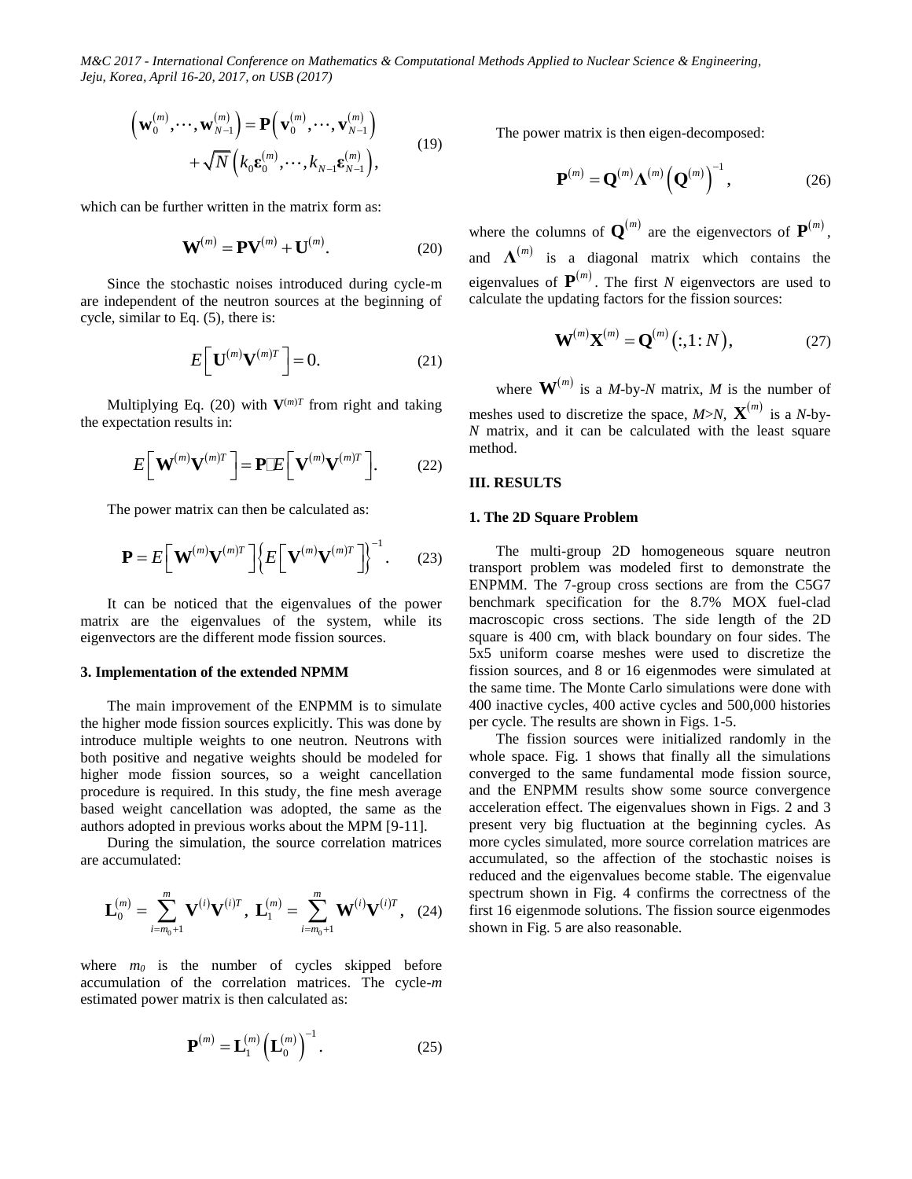$$\left(\mathbf{w}_0^{(m)},\cdots,\mathbf{w}_{N-1}^{(m)}\right)=\mathbf{P}\left(\mathbf{v}_0^{(m)},\cdots,\mathbf{v}_{N-1}^{(m)}\right)+\sqrt{N}\left(k_0\boldsymbol{\varepsilon}_0^{(m)},\cdots,k_{N-1}\boldsymbol{\varepsilon}_{N-1}^{(m)}\right), \tag{19}$$

which can be further written in the matrix form as:

$$\mathbf{W}^{(m)}=\mathbf{P}\mathbf{V}^{(m)}+\mathbf{U}^{(m)}. \tag{20}$$

Since the stochastic noises introduced during cycle-m are independent of the neutron sources at the beginning of cycle, similar to Eq. (5), there is:

$$E\left[\mathbf{U}^{(m)}\mathbf{V}^{(m)T}\right]=0. \tag{21}$$

Multiplying Eq. (20) with $\mathbf{V}^{(m)T}$ from right and taking the expectation results in:

$$E\left[\mathbf{W}^{(m)}\mathbf{V}^{(m)T}\right]=\mathbf{P}\cdot E\left[\mathbf{V}^{(m)}\mathbf{V}^{(m)T}\right]. \tag{22}$$

The power matrix can then be calculated as:

$$\mathbf{P}=E\left[\mathbf{W}^{(m)}\mathbf{V}^{(m)T}\right]\left\{E\left[\mathbf{V}^{(m)}\mathbf{V}^{(m)T}\right]\right\}^{-1}. \tag{23}$$

It can be noticed that the eigenvalues of the power matrix are the eigenvalues of the system, while its eigenvectors are the different mode fission sources.

### 3. Implementation of the extended NPMM

The main improvement of the ENPMM is to simulate the higher mode fission sources explicitly. This was done by introduce multiple weights to one neutron. Neutrons with both positive and negative weights should be modeled for higher mode fission sources, so a weight cancellation procedure is required. In this study, the fine mesh average based weight cancellation was adopted, the same as the authors adopted in previous works about the MPM [9-11].

During the simulation, the source correlation matrices are accumulated:

$$\mathbf{L}_0^{(m)}=\sum_{i=m_0+1}^{m}\mathbf{V}^{(i)}\mathbf{V}^{(i)T},\ \mathbf{L}_1^{(m)}=\sum_{i=m_0+1}^{m}\mathbf{W}^{(i)}\mathbf{V}^{(i)T}, \tag{24}$$

where $m_0$ is the number of cycles skipped before accumulation of the correlation matrices. The cycle-*m* estimated power matrix is then calculated as:

$$\mathbf{P}^{(m)}=\mathbf{L}_1^{(m)}\left(\mathbf{L}_0^{(m)}\right)^{-1}. \tag{25}$$

The power matrix is then eigen-decomposed:

$$\mathbf{P}^{(m)}=\mathbf{Q}^{(m)}\mathbf{\Lambda}^{(m)}\left(\mathbf{Q}^{(m)}\right)^{-1}, \tag{26}$$

where the columns of $\mathbf{Q}^{(m)}$ are the eigenvectors of $\mathbf{P}^{(m)}$, and $\mathbf{\Lambda}^{(m)}$ is a diagonal matrix which contains the eigenvalues of $\mathbf{P}^{(m)}$. The first *N* eigenvectors are used to calculate the updating factors for the fission sources:

$$\mathbf{W}^{(m)}\mathbf{X}^{(m)}=\mathbf{Q}^{(m)}\left(:,1:N\right), \tag{27}$$

where $\mathbf{W}^{(m)}$ is a *M*-by-*N* matrix, *M* is the number of meshes used to discretize the space, $M>N$, $\mathbf{X}^{(m)}$ is a *N*-by-*N* matrix, and it can be calculated with the least square method.

## III. RESULTS

### 1. The 2D Square Problem

The multi-group 2D homogeneous square neutron transport problem was modeled first to demonstrate the ENPMM. The 7-group cross sections are from the C5G7 benchmark specification for the 8.7% MOX fuel-clad macroscopic cross sections. The side length of the 2D square is 400 cm, with black boundary on four sides. The 5x5 uniform coarse meshes were used to discretize the fission sources, and 8 or 16 eigenmodes were simulated at the same time. The Monte Carlo simulations were done with 400 inactive cycles, 400 active cycles and 500,000 histories per cycle. The results are shown in Figs. 1-5.

The fission sources were initialized randomly in the whole space. Fig. 1 shows that finally all the simulations converged to the same fundamental mode fission source, and the ENPMM results show some source convergence acceleration effect. The eigenvalues shown in Figs. 2 and 3 present very big fluctuation at the beginning cycles. As more cycles simulated, more source correlation matrices are accumulated, so the affection of the stochastic noises is reduced and the eigenvalues become stable. The eigenvalue spectrum shown in Fig. 4 confirms the correctness of the first 16 eigenmode solutions. The fission source eigenmodes shown in Fig. 5 are also reasonable.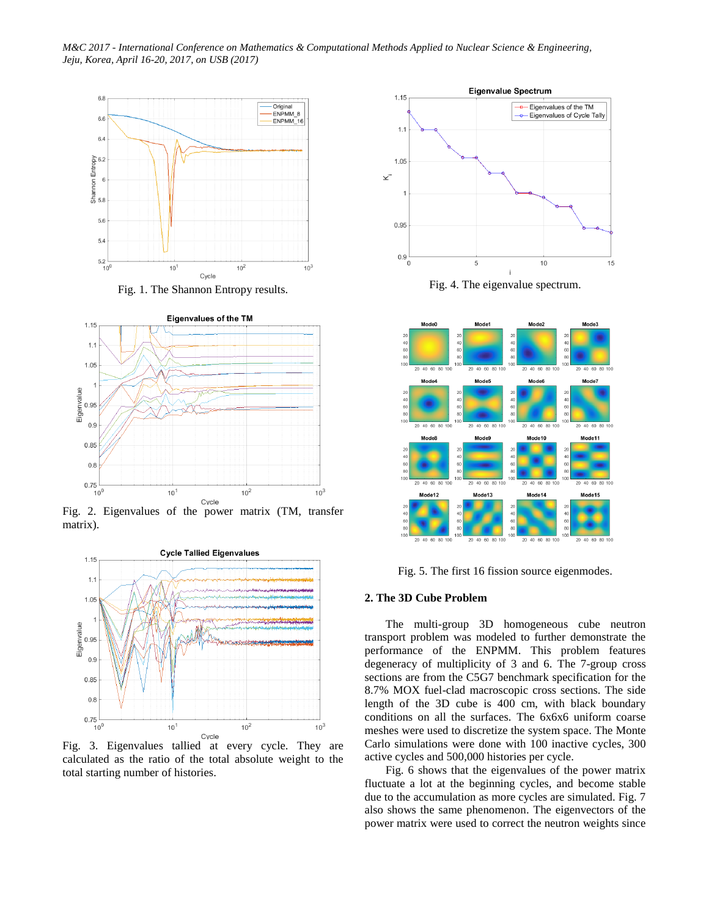Fig. 1. The Shannon Entropy results.

Fig. 2. Eigenvalues of the power matrix (TM, transfer matrix).

Fig. 3. Eigenvalues tallied at every cycle. They are calculated as the ratio of the total absolute weight to the total starting number of histories.

Fig. 4. The eigenvalue spectrum.

Fig. 5. The first 16 fission source eigenmodes.

## 2. The 3D Cube Problem

The multi-group 3D homogeneous cube neutron transport problem was modeled to further demonstrate the performance of the ENPMM. This problem features degeneracy of multiplicity of 3 and 6. The 7-group cross sections are from the C5G7 benchmark specification for the 8.7% MOX fuel-clad macroscopic cross sections. The side length of the 3D cube is 400 cm, with black boundary conditions on all the surfaces. The 6x6x6 uniform coarse meshes were used to discretize the system space. The Monte Carlo simulations were done with 100 inactive cycles, 300 active cycles and 500,000 histories per cycle.

Fig. 6 shows that the eigenvalues of the power matrix fluctuate a lot at the beginning cycles, and become stable due to the accumulation as more cycles are simulated. Fig. 7 also shows the same phenomenon. The eigenvectors of the power matrix were used to correct the neutron weights since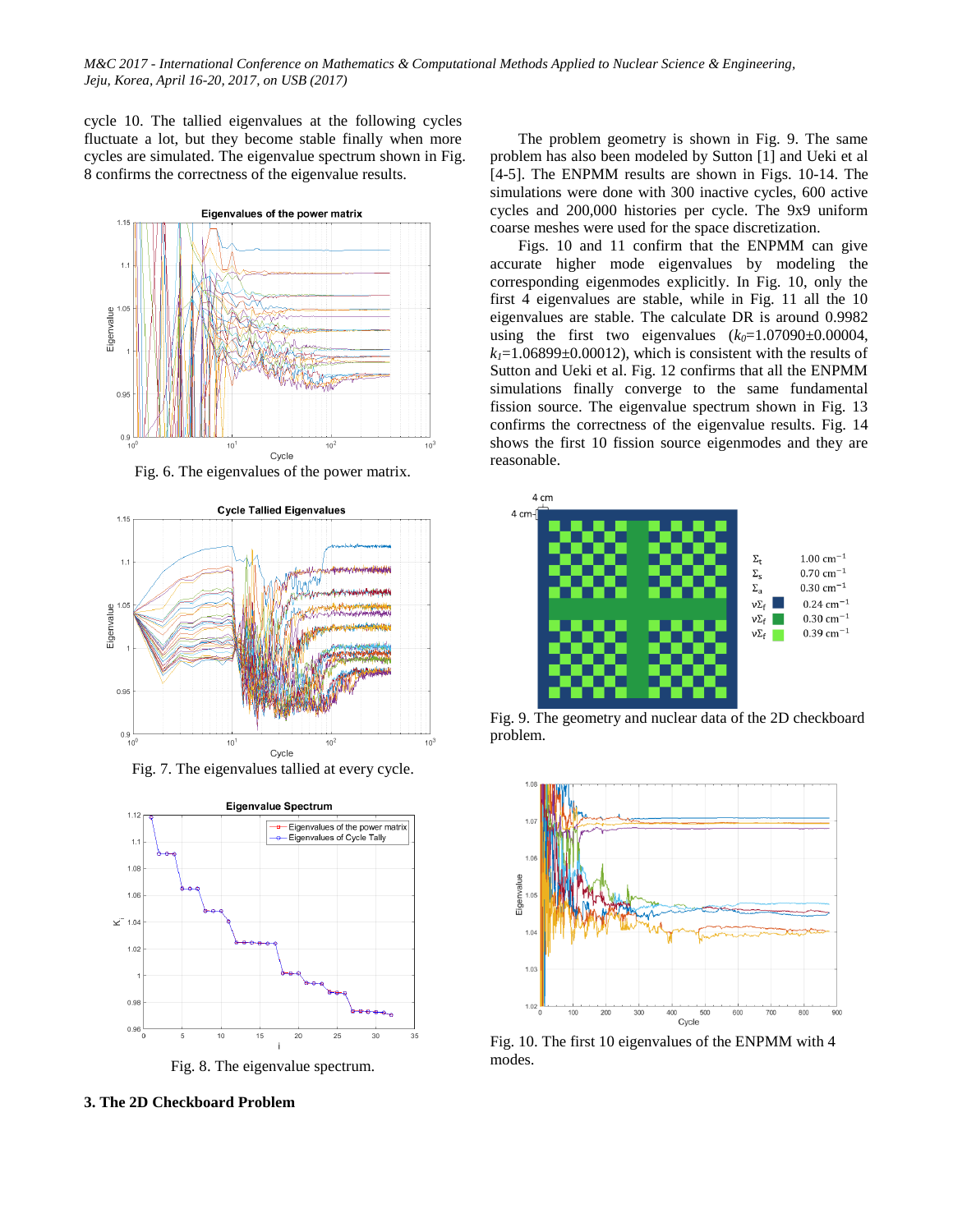cycle 10. The tallied eigenvalues at the following cycles fluctuate a lot, but they become stable finally when more cycles are simulated. The eigenvalue spectrum shown in Fig. 8 confirms the correctness of the eigenvalue results.

Fig. 6. The eigenvalues of the power matrix.

Fig. 7. The eigenvalues tallied at every cycle.

Fig. 8. The eigenvalue spectrum.

### 3. The 2D Checkboard Problem

The problem geometry is shown in Fig. 9. The same problem has also been modeled by Sutton [1] and Ueki et al [4-5]. The ENPMM results are shown in Figs. 10-14. The simulations were done with 300 inactive cycles, 600 active cycles and 200,000 histories per cycle. The 9x9 uniform coarse meshes were used for the space discretization.

Figs. 10 and 11 confirm that the ENPMM can give accurate higher mode eigenvalues by modeling the corresponding eigenmodes explicitly. In Fig. 10, only the first 4 eigenvalues are stable, while in Fig. 11 all the 10 eigenvalues are stable. The calculate DR is around 0.9982 using the first two eigenvalues ($k_0$=1.07090±0.00004, $k_1$=1.06899±0.00012), which is consistent with the results of Sutton and Ueki et al. Fig. 12 confirms that all the ENPMM simulations finally converge to the same fundamental fission source. The eigenvalue spectrum shown in Fig. 13 confirms the correctness of the eigenvalue results. Fig. 14 shows the first 10 fission source eigenmodes and they are reasonable.

Fig. 9. The geometry and nuclear data of the 2D checkboard problem.

Fig. 10. The first 10 eigenvalues of the ENPMM with 4 modes.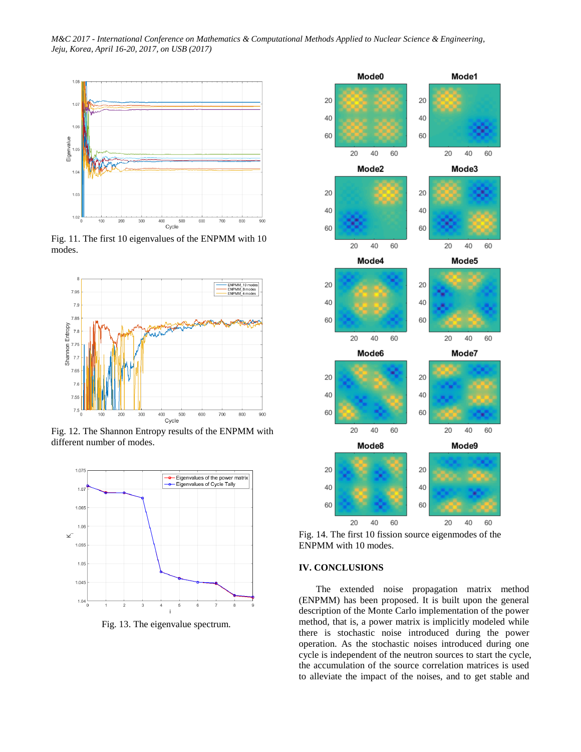Fig. 11. The first 10 eigenvalues of the ENPMM with 10 modes.

Fig. 12. The Shannon Entropy results of the ENPMM with different number of modes.

Fig. 13. The eigenvalue spectrum.

Fig. 14. The first 10 fission source eigenmodes of the ENPMM with 10 modes.

## IV. CONCLUSIONS

The extended noise propagation matrix method (ENPMM) has been proposed. It is built upon the general description of the Monte Carlo implementation of the power method, that is, a power matrix is implicitly modeled while there is stochastic noise introduced during the power operation. As the stochastic noises introduced during one cycle is independent of the neutron sources to start the cycle, the accumulation of the source correlation matrices is used to alleviate the impact of the noises, and to get stable and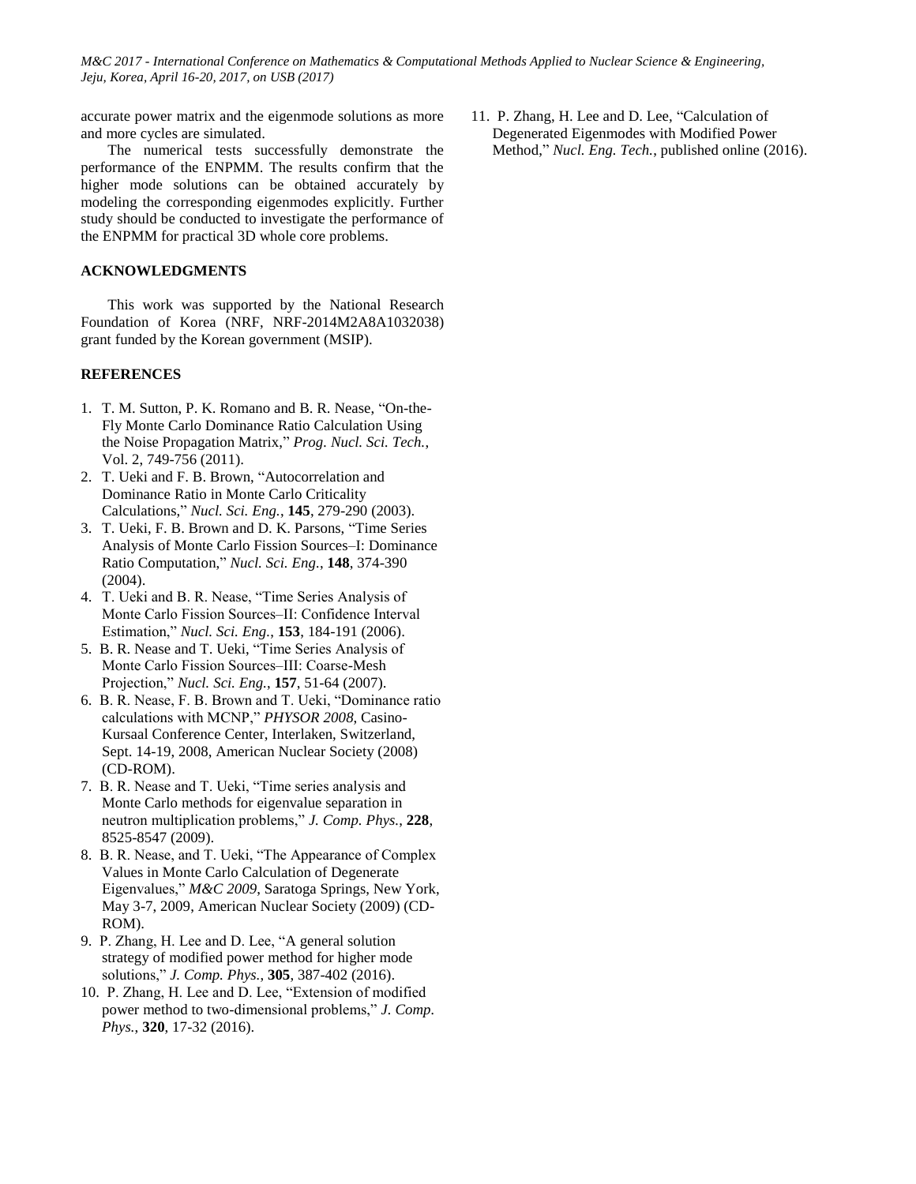accurate power matrix and the eigenmode solutions as more and more cycles are simulated.

The numerical tests successfully demonstrate the performance of the ENPMM. The results confirm that the higher mode solutions can be obtained accurately by modeling the corresponding eigenmodes explicitly. Further study should be conducted to investigate the performance of the ENPMM for practical 3D whole core problems.

## ACKNOWLEDGMENTS

This work was supported by the National Research Foundation of Korea (NRF, NRF-2014M2A8A1032038) grant funded by the Korean government (MSIP).

## REFERENCES

1. T. M. Sutton, P. K. Romano and B. R. Nease, "On-the-Fly Monte Carlo Dominance Ratio Calculation Using the Noise Propagation Matrix," *Prog. Nucl. Sci. Tech.*, Vol. 2, 749-756 (2011).
2. T. Ueki and F. B. Brown, "Autocorrelation and Dominance Ratio in Monte Carlo Criticality Calculations," *Nucl. Sci. Eng.*, **145**, 279-290 (2003).
3. T. Ueki, F. B. Brown and D. K. Parsons, "Time Series Analysis of Monte Carlo Fission Sources–I: Dominance Ratio Computation," *Nucl. Sci. Eng.*, **148**, 374-390 (2004).
4. T. Ueki and B. R. Nease, "Time Series Analysis of Monte Carlo Fission Sources–II: Confidence Interval Estimation," *Nucl. Sci. Eng.*, **153**, 184-191 (2006).
5. B. R. Nease and T. Ueki, "Time Series Analysis of Monte Carlo Fission Sources–III: Coarse-Mesh Projection," *Nucl. Sci. Eng.*, **157**, 51-64 (2007).
6. B. R. Nease, F. B. Brown and T. Ueki, "Dominance ratio calculations with MCNP," *PHYSOR 2008*, Casino-Kursaal Conference Center, Interlaken, Switzerland, Sept. 14-19, 2008, American Nuclear Society (2008) (CD-ROM).
7. B. R. Nease and T. Ueki, "Time series analysis and Monte Carlo methods for eigenvalue separation in neutron multiplication problems," *J. Comp. Phys.*, **228**, 8525-8547 (2009).
8. B. R. Nease, and T. Ueki, "The Appearance of Complex Values in Monte Carlo Calculation of Degenerate Eigenvalues," *M&C 2009*, Saratoga Springs, New York, May 3-7, 2009, American Nuclear Society (2009) (CD-ROM).
9. P. Zhang, H. Lee and D. Lee, "A general solution strategy of modified power method for higher mode solutions," *J. Comp. Phys.*, **305**, 387-402 (2016).
10. P. Zhang, H. Lee and D. Lee, "Extension of modified power method to two-dimensional problems," *J. Comp. Phys.*, **320**, 17-32 (2016).
11. P. Zhang, H. Lee and D. Lee, "Calculation of Degenerated Eigenmodes with Modified Power Method," *Nucl. Eng. Tech.*, published online (2016).